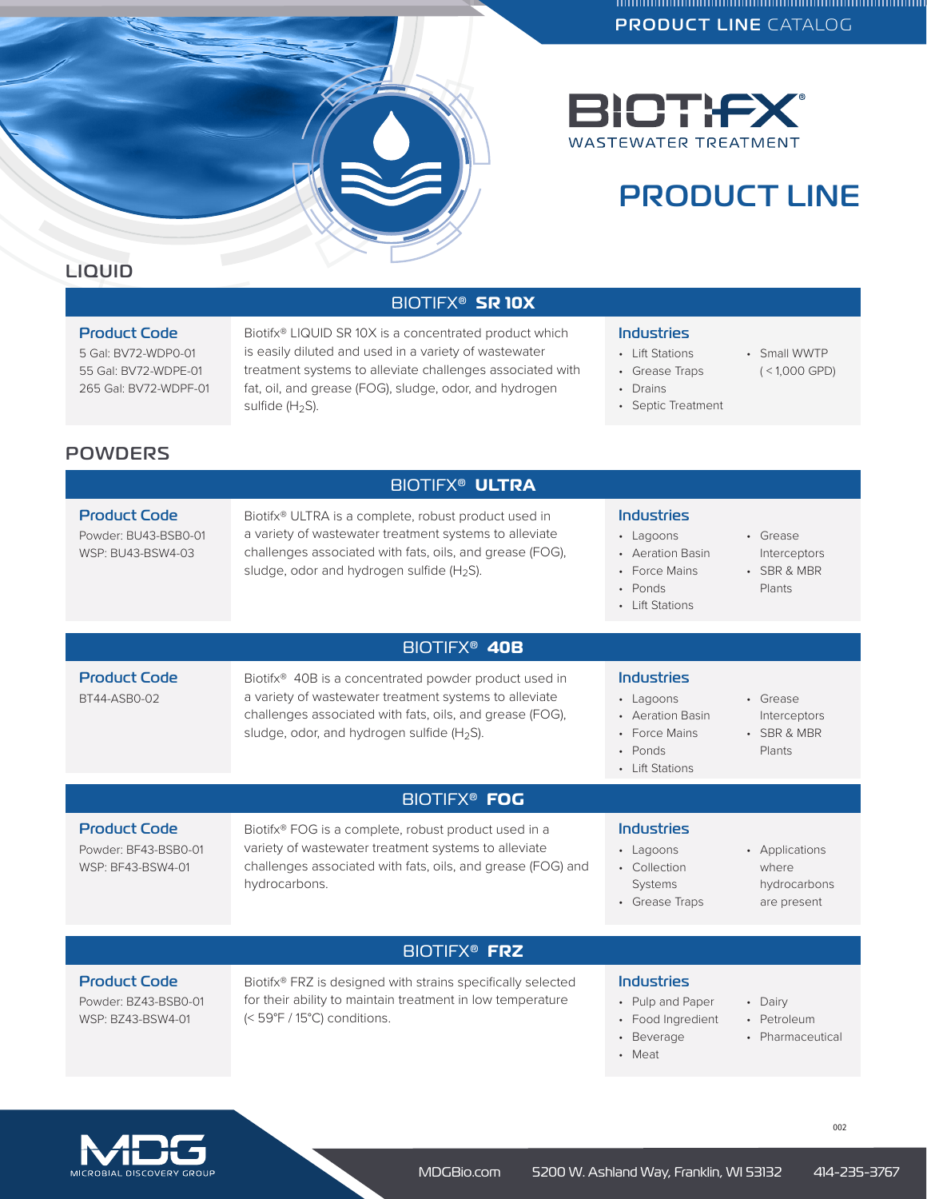PRODUCT LINE CATALOG

# BIOTIFX® WASTEWATER TREATMENT

# PRODUCT LINE

## LIQUID

### BIOTIFX® SR 10X

**Product Code**

5 Gal: BV72-WDP0-01
55 Gal: BV72-WDPE-01
265 Gal: BV72-WDPF-01

Biotifx® LIQUID SR 10X is a concentrated product which is easily diluted and used in a variety of wastewater treatment systems to alleviate challenges associated with fat, oil, and grease (FOG), sludge, odor, and hydrogen sulfide ($H_2S$).

**Industries**

- Lift Stations
- Grease Traps
- Drains
- Septic Treatment
- Small WWTP (< 1,000 GPD)

## POWDERS

### BIOTIFX® ULTRA

**Product Code**

Powder: BU43-BSB0-01
WSP: BU43-BSW4-03

Biotifx® ULTRA is a complete, robust product used in a variety of wastewater treatment systems to alleviate challenges associated with fats, oils, and grease (FOG), sludge, odor and hydrogen sulfide ($H_2S$).

**Industries**

- Lagoons
- Aeration Basin
- Force Mains
- Ponds
- Lift Stations
- Grease Interceptors
- SBR & MBR Plants

### BIOTIFX® 40B

**Product Code**

BT44-ASB0-02

Biotifx® 40B is a concentrated powder product used in a variety of wastewater treatment systems to alleviate challenges associated with fats, oils, and grease (FOG), sludge, odor, and hydrogen sulfide ($H_2S$).

**Industries**

- Lagoons
- Aeration Basin
- Force Mains
- Ponds
- Lift Stations
- Grease Interceptors
- SBR & MBR Plants

### BIOTIFX® FOG

**Product Code**

Powder: BF43-BSB0-01
WSP: BF43-BSW4-01

Biotifx® FOG is a complete, robust product used in a variety of wastewater treatment systems to alleviate challenges associated with fats, oils, and grease (FOG) and hydrocarbons.

**Industries**

- Lagoons
- Collection Systems
- Grease Traps
- Applications where hydrocarbons are present

### BIOTIFX® FRZ

**Product Code**

Powder: BZ43-BSB0-01
WSP: BZ43-BSW4-01

Biotifx® FRZ is designed with strains specifically selected for their ability to maintain treatment in low temperature (< 59°F / 15°C) conditions.

**Industries**

- Pulp and Paper
- Food Ingredient
- Beverage
- Meat
- Dairy
- Petroleum
- Pharmaceutical

MDG MICROBIAL DISCOVERY GROUP

MDGBio.com   5200 W. Ashland Way, Franklin, WI 53132   414-235-3767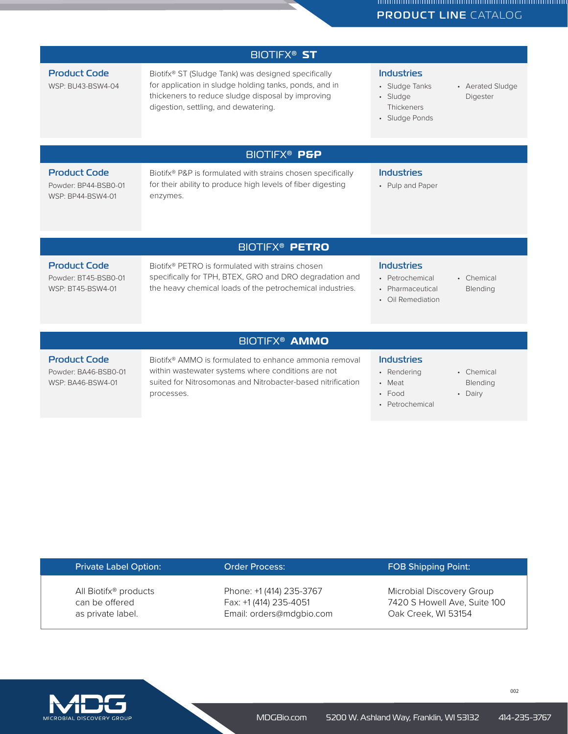## BIOTIFX® ST

**Product Code**

WSP: BU43-BSW4-04

Biotifx® ST (Sludge Tank) was designed specifically for application in sludge holding tanks, ponds, and in thickeners to reduce sludge disposal by improving digestion, settling, and dewatering.

**Industries**

- Sludge Tanks
- Sludge Thickeners
- Sludge Ponds
- Aerated Sludge Digester

## BIOTIFX® P&P

**Product Code**

Powder: BP44-BSB0-01
WSP: BP44-BSW4-01

Biotifx® P&P is formulated with strains chosen specifically for their ability to produce high levels of fiber digesting enzymes.

**Industries**

- Pulp and Paper

## BIOTIFX® PETRO

**Product Code**

Powder: BT45-BSB0-01
WSP: BT45-BSW4-01

Biotifx® PETRO is formulated with strains chosen specifically for TPH, BTEX, GRO and DRO degradation and the heavy chemical loads of the petrochemical industries.

**Industries**

- Petrochemical
- Pharmaceutical
- Oil Remediation
- Chemical Blending

## BIOTIFX® AMMO

**Product Code**

Powder: BA46-BSB0-01
WSP: BA46-BSW4-01

Biotifx® AMMO is formulated to enhance ammonia removal within wastewater systems where conditions are not suited for Nitrosomonas and Nitrobacter-based nitrification processes.

**Industries**

- Rendering
- Meat
- Food
- Petrochemical
- Chemical Blending
- Dairy

| Private Label Option: | Order Process: | FOB Shipping Point: |
|---|---|---|
| All Biotifx® products can be offered as private label. | Phone: +1 (414) 235-3767<br>Fax: +1 (414) 235-4051<br>Email: orders@mdgbio.com | Microbial Discovery Group<br>7420 S Howell Ave, Suite 100<br>Oak Creek, WI 53154 |

MDG MICROBIAL DISCOVERY GROUP

MDGBio.com 5200 W. Ashland Way, Franklin, WI 53132 414-235-3767